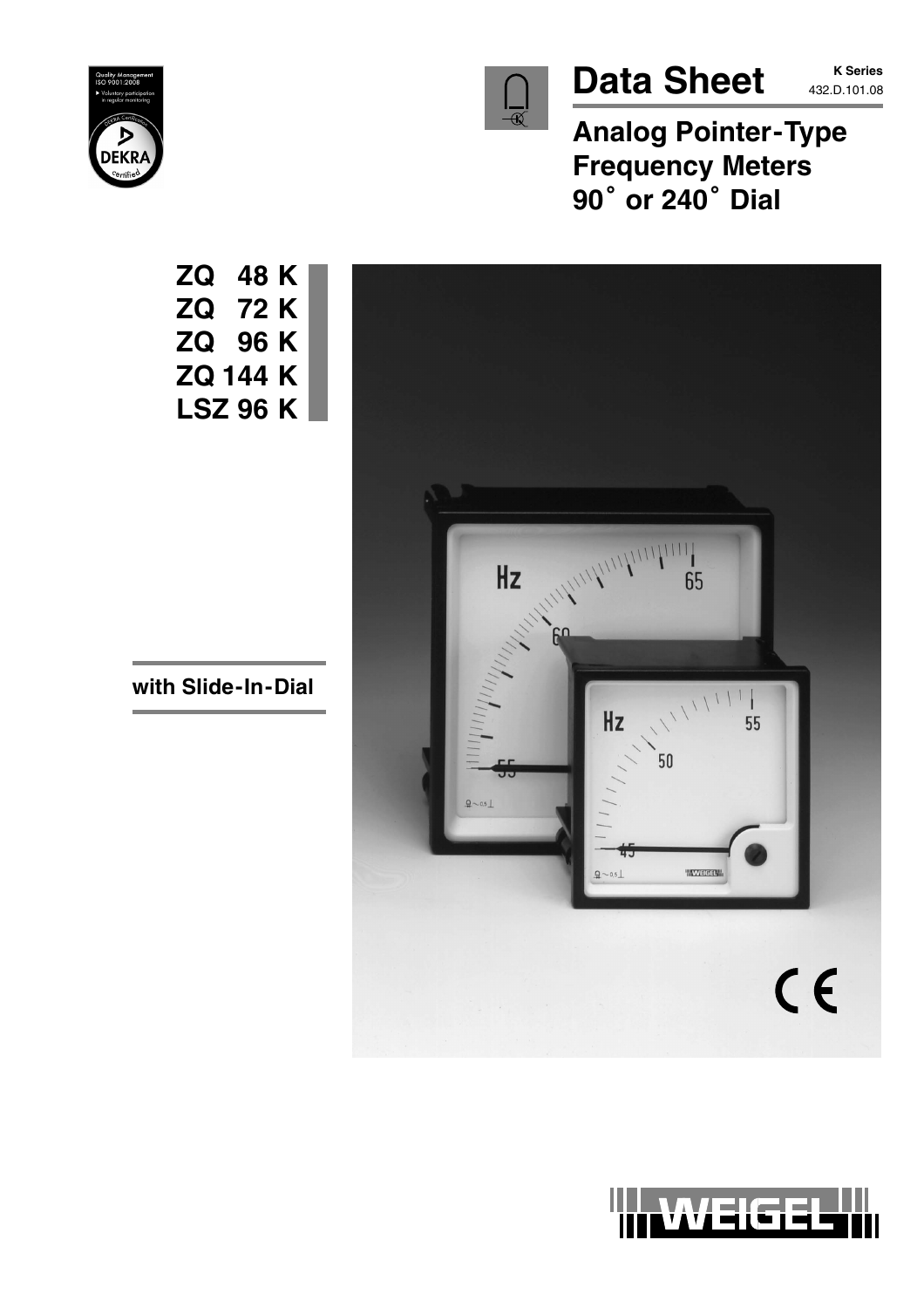# Data Sheet

**K Series**
432.D.101.08

## Analog Pointer-Type Frequency Meters 90° or 240° Dial

**ZQ 48 K**
**ZQ 72 K**
**ZQ 96 K**
**ZQ 144 K**
**LSZ 96 K**

**with Slide-In-Dial**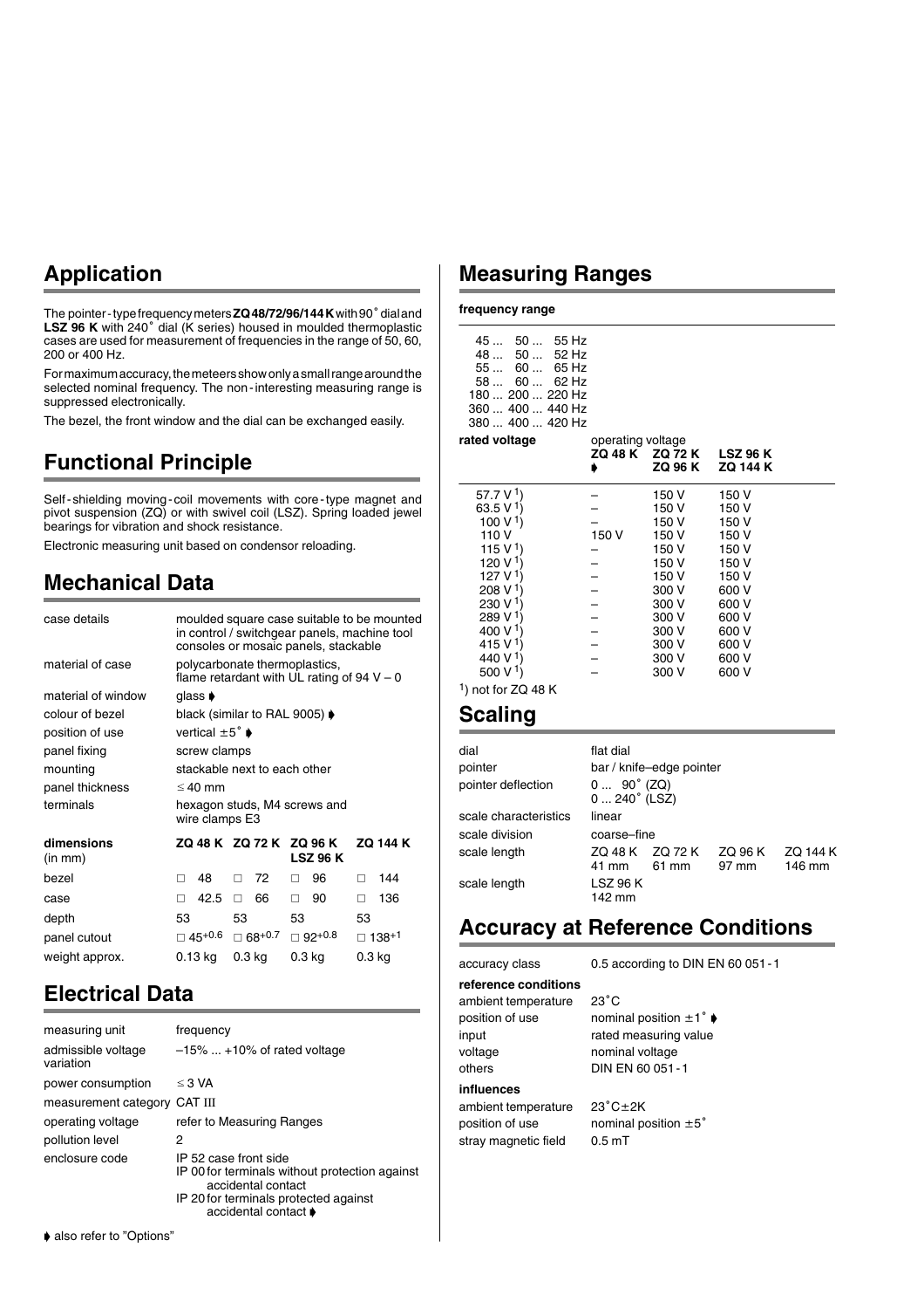## Application

The pointer-type frequency meters **ZQ 48/72/96/144 K** with 90˚ dial and **LSZ 96 K** with 240˚ dial (K series) housed in moulded thermoplastic cases are used for measurement of frequencies in the range of 50, 60, 200 or 400 Hz.

For maximum accuracy, the meteers show only a small range around the selected nominal frequency. The non-interesting measuring range is suppressed electronically.

The bezel, the front window and the dial can be exchanged easily.

## Functional Principle

Self-shielding moving-coil movements with core-type magnet and pivot suspension (ZQ) or with swivel coil (LSZ). Spring loaded jewel bearings for vibration and shock resistance.

Electronic measuring unit based on condensor reloading.

## Mechanical Data

| | |
|---|---|
| case details | moulded square case suitable to be mounted in control / switchgear panels, machine tool consoles or mosaic panels, stackable |
| material of case | polycarbonate thermoplastics, flame retardant with UL rating of 94 V – 0 |
| material of window | glass ➧ |
| colour of bezel | black (similar to RAL 9005) ➧ |
| position of use | vertical ±5˚ ➧ |
| panel fixing | screw clamps |
| mounting | stackable next to each other |
| panel thickness | ≤ 40 mm |
| terminals | hexagon studs, M4 screws and wire clamps E3 |

| **dimensions** (in mm) | **ZQ 48 K** | **ZQ 72 K** | **ZQ 96 K LSZ 96 K** | **ZQ 144 K** |
|---|---|---|---|---|
| bezel | □ 48 | □ 72 | □ 96 | □ 144 |
| case | □ 42.5 | □ 66 | □ 90 | □ 136 |
| depth | 53 | 53 | 53 | 53 |
| panel cutout | □ $45^{+0.6}$ | □ $68^{+0.7}$ | □ $92^{+0.8}$ | □ $138^{+1}$ |
| weight approx. | 0.13 kg | 0.3 kg | 0.3 kg | 0.3 kg |

## Electrical Data

| | |
|---|---|
| measuring unit | frequency |
| admissible voltage variation | –15% ... +10% of rated voltage |
| power consumption | ≤ 3 VA |
| measurement category | CAT III |
| operating voltage | refer to Measuring Ranges |
| pollution level | 2 |
| enclosure code | IP 52 case front side<br>IP 00 for terminals without protection against accidental contact<br>IP 20 for terminals protected against accidental contact ➧ |

➧ also refer to "Options"

## Measuring Ranges

**frequency range**

45 ... 50 ... 55 Hz
48 ... 50 ... 52 Hz
55 ... 60 ... 65 Hz
58 ... 60 ... 62 Hz
180 ... 200 ... 220 Hz
360 ... 400 ... 440 Hz
380 ... 400 ... 420 Hz

| **rated voltage** | operating voltage **ZQ 48 K** ➧ | **ZQ 72 K ZQ 96 K** | **LSZ 96 K ZQ 144 K** |
|---|---|---|---|
| 57.7 V [1]) | – | 150 V | 150 V |
| 63.5 V [1]) | – | 150 V | 150 V |
| 100 V [1]) | – | 150 V | 150 V |
| 110 V | 150 V | 150 V | 150 V |
| 115 V [1]) | – | 150 V | 150 V |
| 120 V [1]) | – | 150 V | 150 V |
| 127 V [1]) | – | 150 V | 150 V |
| 208 V [1]) | – | 300 V | 600 V |
| 230 V [1]) | – | 300 V | 600 V |
| 289 V [1]) | – | 300 V | 600 V |
| 400 V [1]) | – | 300 V | 600 V |
| 415 V [1]) | – | 300 V | 600 V |
| 440 V [1]) | – | 300 V | 600 V |
| 500 V [1]) | – | 300 V | 600 V |

[1]) not for ZQ 48 K

## Scaling

| | | | | |
|---|---|---|---|---|
| dial | flat dial | | | |
| pointer | bar / knife–edge pointer | | | |
| pointer deflection | 0 ... 90˚ (ZQ)<br>0 ... 240˚ (LSZ) | | | |
| scale characteristics | linear | | | |
| scale division | coarse–fine | | | |
| scale length | ZQ 48 K<br>41 mm | ZQ 72 K<br>61 mm | ZQ 96 K<br>97 mm | ZQ 144 K<br>146 mm |
| scale length | LSZ 96 K<br>142 mm | | | |

## Accuracy at Reference Conditions

| | |
|---|---|
| accuracy class | 0.5 according to DIN EN 60 051-1 |
| **reference conditions** | |
| ambient temperature | 23˚C |
| position of use | nominal position ±1˚ ➧ |
| input | rated measuring value |
| voltage | nominal voltage |
| others | DIN EN 60 051-1 |
| **influences** | |
| ambient temperature | 23˚C±2K |
| position of use | nominal position ±5˚ |
| stray magnetic field | 0.5 mT |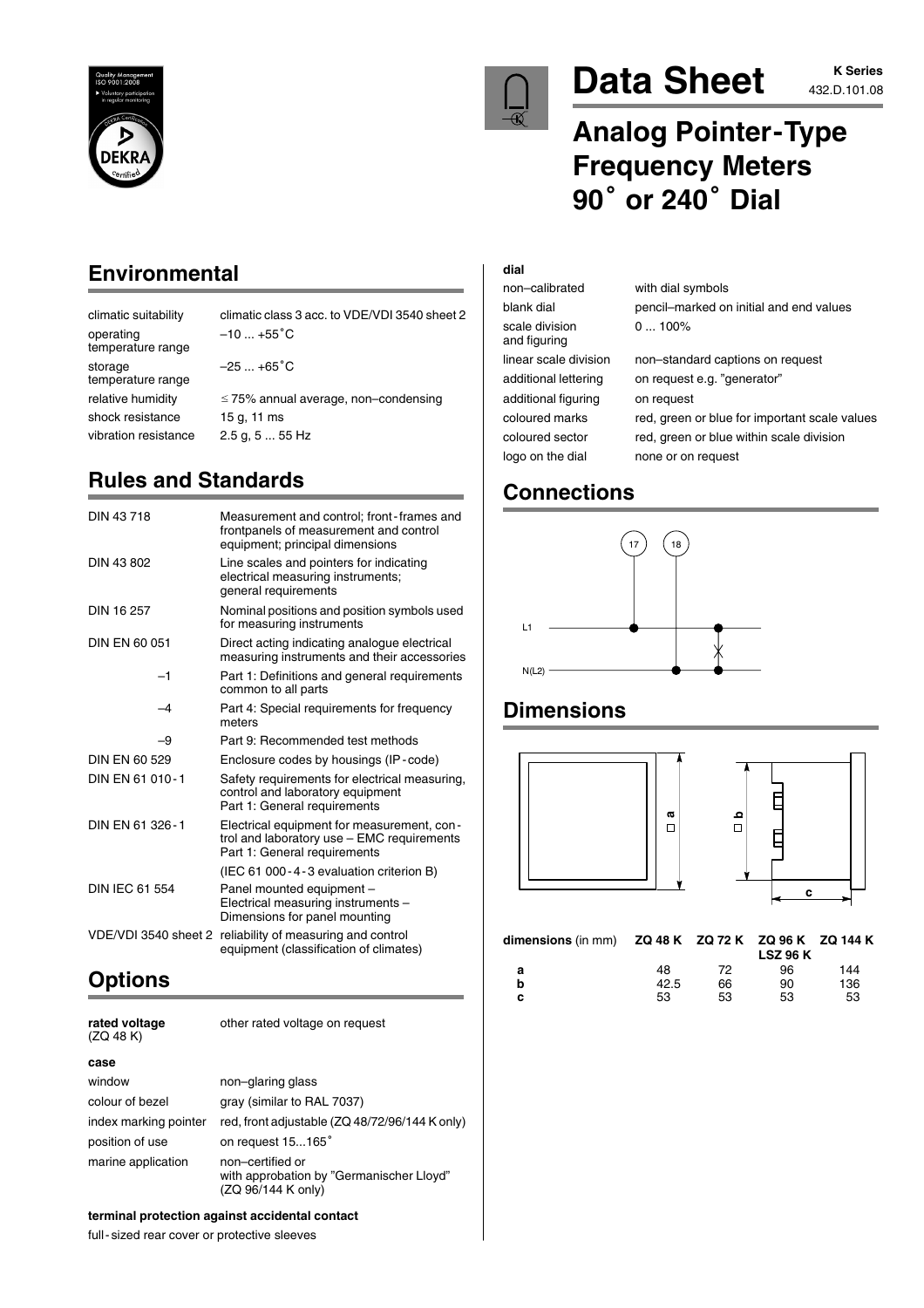# Data Sheet

K Series
432.D.101.08

# Analog Pointer-Type Frequency Meters 90° or 240° Dial

## Environmental

| | |
|---|---|
| climatic suitability | climatic class 3 acc. to VDE/VDI 3540 sheet 2 |
| operating temperature range | –10 ... +55°C |
| storage temperature range | –25 ... +65°C |
| relative humidity | ≤ 75% annual average, non–condensing |
| shock resistance | 15 g, 11 ms |
| vibration resistance | 2.5 g, 5 ... 55 Hz |

## Rules and Standards

| | |
|---|---|
| DIN 43 718 | Measurement and control; front-frames and frontpanels of measurement and control equipment; principal dimensions |
| DIN 43 802 | Line scales and pointers for indicating electrical measuring instruments; general requirements |
| DIN 16 257 | Nominal positions and position symbols used for measuring instruments |
| DIN EN 60 051 | Direct acting indicating analogue electrical measuring instruments and their accessories |
| –1 | Part 1: Definitions and general requirements common to all parts |
| –4 | Part 4: Special requirements for frequency meters |
| –9 | Part 9: Recommended test methods |
| DIN EN 60 529 | Enclosure codes by housings (IP-code) |
| DIN EN 61 010-1 | Safety requirements for electrical measuring, control and laboratory equipment Part 1: General requirements |
| DIN EN 61 326-1 | Electrical equipment for measurement, control and laboratory use – EMC requirements Part 1: General requirements |
| | (IEC 61 000-4-3 evaluation criterion B) |
| DIN IEC 61 554 | Panel mounted equipment – Electrical measuring instruments – Dimensions for panel mounting |
| VDE/VDI 3540 sheet 2 | reliability of measuring and control equipment (classification of climates) |

## Options

**rated voltage** (ZQ 48 K) — other rated voltage on request

**case**

| | |
|---|---|
| window | non–glaring glass |
| colour of bezel | gray (similar to RAL 7037) |
| index marking pointer | red, front adjustable (ZQ 48/72/96/144 K only) |
| position of use | on request 15...165° |
| marine application | non–certified or with approbation by "Germanischer Lloyd" (ZQ 96/144 K only) |

**terminal protection against accidental contact**

full-sized rear cover or protective sleeves

**dial**

| | |
|---|---|
| non–calibrated | with dial symbols |
| blank dial | pencil–marked on initial and end values |
| scale division and figuring | 0 ... 100% |
| linear scale division | non–standard captions on request |
| additional lettering | on request e.g. "generator" |
| additional figuring | on request |
| coloured marks | red, green or blue for important scale values |
| coloured sector | red, green or blue within scale division |
| logo on the dial | none or on request |

## Connections

17 18

L1

N(L2)

## Dimensions

| **dimensions** (in mm) | **ZQ 48 K** | **ZQ 72 K** | **ZQ 96 K LSZ 96 K** | **ZQ 144 K** |
|---|---|---|---|---|
| **a** | 48 | 72 | 96 | 144 |
| **b** | 42.5 | 66 | 90 | 136 |
| **c** | 53 | 53 | 53 | 53 |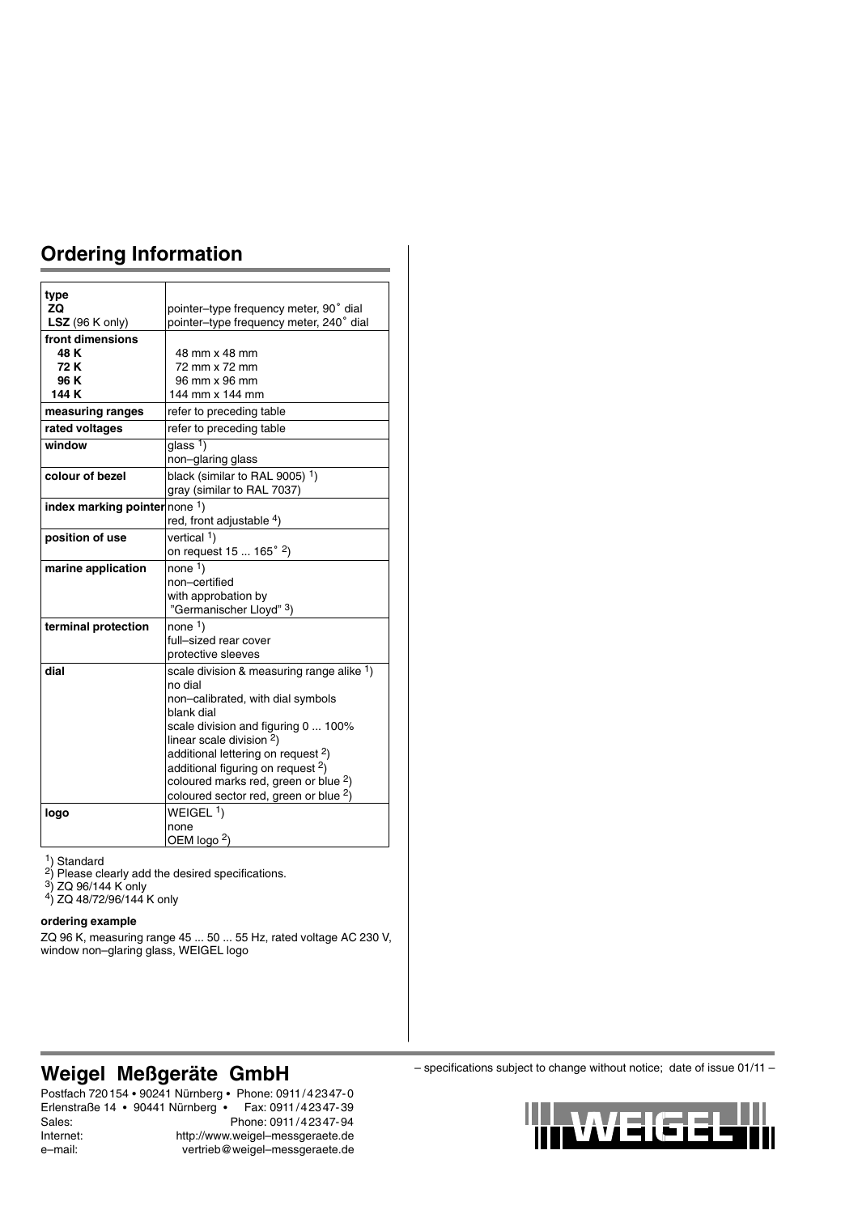## Ordering Information

| | |
|---|---|
| **type** | |
| **ZQ** | pointer–type frequency meter, 90˚ dial |
| **LSZ** (96 K only) | pointer–type frequency meter, 240˚ dial |
| **front dimensions** | |
| **48 K** | 48 mm x 48 mm |
| **72 K** | 72 mm x 72 mm |
| **96 K** | 96 mm x 96 mm |
| **144 K** | 144 mm x 144 mm |
| **measuring ranges** | refer to preceding table |
| **rated voltages** | refer to preceding table |
| **window** | glass [1]<br>non–glaring glass |
| **colour of bezel** | black (similar to RAL 9005) [1]<br>gray (similar to RAL 7037) |
| **index marking pointer** | none [1]<br>red, front adjustable [4] |
| **position of use** | vertical [1]<br>on request 15 ... 165˚ [2] |
| **marine application** | none [1]<br>non–certified<br>with approbation by "Germanischer Lloyd" [3] |
| **terminal protection** | none [1]<br>full–sized rear cover<br>protective sleeves |
| **dial** | scale division & measuring range alike [1]<br>no dial<br>non–calibrated, with dial symbols<br>blank dial<br>scale division and figuring 0 ... 100%<br>linear scale division [2]<br>additional lettering on request [2]<br>additional figuring on request [2]<br>coloured marks red, green or blue [2]<br>coloured sector red, green or blue [2] |
| **logo** | WEIGEL [1]<br>none<br>OEM logo [2] |

[1]) Standard
[2]) Please clearly add the desired specifications.
[3]) ZQ 96/144 K only
[4]) ZQ 48/72/96/144 K only

**ordering example**

ZQ 96 K, measuring range 45 ... 50 ... 55 Hz, rated voltage AC 230 V, window non–glaring glass, WEIGEL logo

## Weigel Meßgeräte GmbH

Postfach 720154 • 90241 Nürnberg • Phone: 0911/42347-0
Erlenstraße 14 • 90441 Nürnberg • Fax: 0911/42347-39
Sales: Phone: 0911/42347-94
Internet: http://www.weigel–messgeraete.de
e–mail: vertrieb@weigel–messgeraete.de

– specifications subject to change without notice; date of issue 01/11 –

WEIGEL